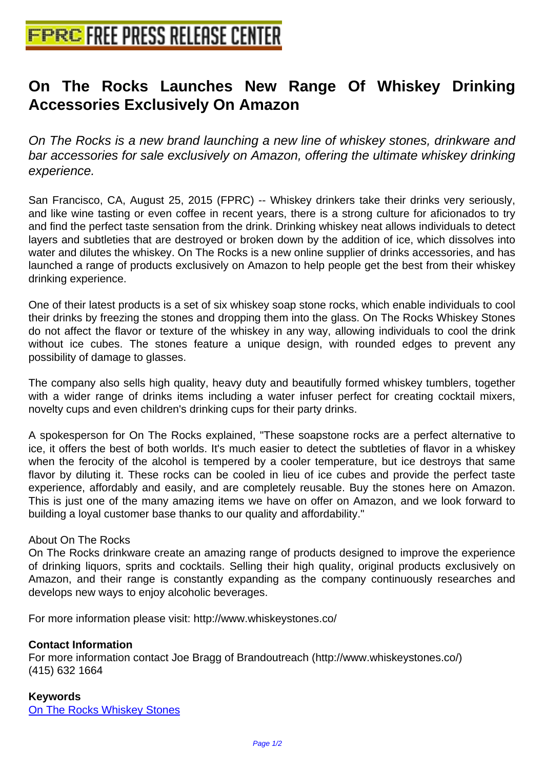# On The Rocks Launches New Range Of Whiskey Drinking Accessories Exclusively On Amazon

*On The Rocks is a new brand launching a new line of whiskey stones, drinkware and bar accessories for sale exclusively on Amazon, offering the ultimate whiskey drinking experience.*

San Francisco, CA, August 25, 2015 (FPRC) -- Whiskey drinkers take their drinks very seriously, and like wine tasting or even coffee in recent years, there is a strong culture for aficionados to try and find the perfect taste sensation from the drink. Drinking whiskey neat allows individuals to detect layers and subtleties that are destroyed or broken down by the addition of ice, which dissolves into water and dilutes the whiskey. On The Rocks is a new online supplier of drinks accessories, and has launched a range of products exclusively on Amazon to help people get the best from their whiskey drinking experience.

One of their latest products is a set of six whiskey soap stone rocks, which enable individuals to cool their drinks by freezing the stones and dropping them into the glass. On The Rocks Whiskey Stones do not affect the flavor or texture of the whiskey in any way, allowing individuals to cool the drink without ice cubes. The stones feature a unique design, with rounded edges to prevent any possibility of damage to glasses.

The company also sells high quality, heavy duty and beautifully formed whiskey tumblers, together with a wider range of drinks items including a water infuser perfect for creating cocktail mixers, novelty cups and even children's drinking cups for their party drinks.

A spokesperson for On The Rocks explained, "These soapstone rocks are a perfect alternative to ice, it offers the best of both worlds. It's much easier to detect the subtleties of flavor in a whiskey when the ferocity of the alcohol is tempered by a cooler temperature, but ice destroys that same flavor by diluting it. These rocks can be cooled in lieu of ice cubes and provide the perfect taste experience, affordably and easily, and are completely reusable. Buy the stones here on Amazon. This is just one of the many amazing items we have on offer on Amazon, and we look forward to building a loyal customer base thanks to our quality and affordability."

About On The Rocks
On The Rocks drinkware create an amazing range of products designed to improve the experience of drinking liquors, sprits and cocktails. Selling their high quality, original products exclusively on Amazon, and their range is constantly expanding as the company continuously researches and develops new ways to enjoy alcoholic beverages.

For more information please visit: http://www.whiskeystones.co/

**Contact Information**
For more information contact Joe Bragg of Brandoutreach (http://www.whiskeystones.co/)
(415) 632 1664

**Keywords**
On The Rocks Whiskey Stones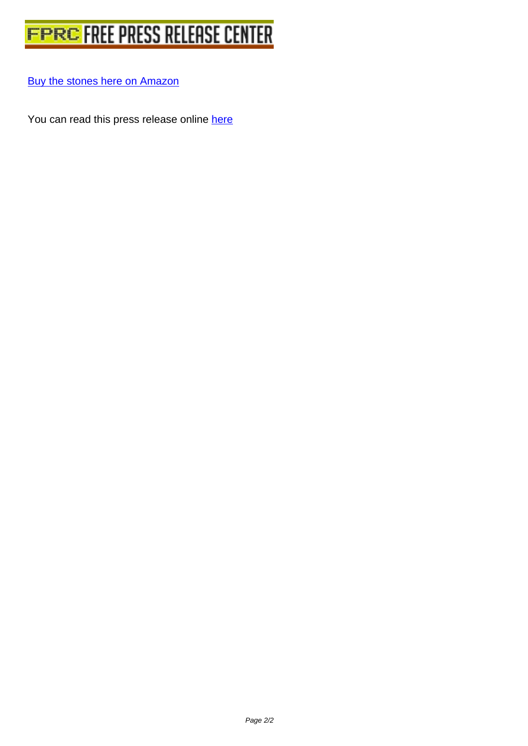[Buy the stones here on Amazon]

You can read this press release online [here]